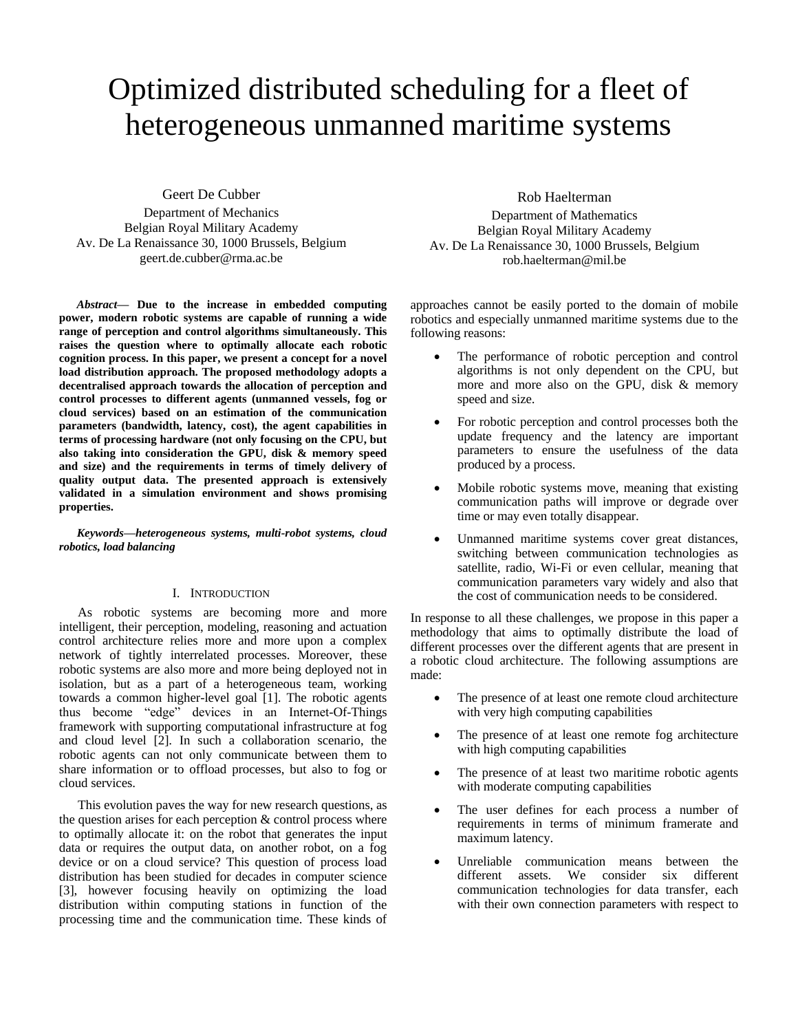# Optimized distributed scheduling for a fleet of heterogeneous unmanned maritime systems

Geert De Cubber
Department of Mechanics
Belgian Royal Military Academy
Av. De La Renaissance 30, 1000 Brussels, Belgium
geert.de.cubber@rma.ac.be

Rob Haelterman
Department of Mathematics
Belgian Royal Military Academy
Av. De La Renaissance 30, 1000 Brussels, Belgium
rob.haelterman@mil.be

***Abstract*— Due to the increase in embedded computing power, modern robotic systems are capable of running a wide range of perception and control algorithms simultaneously. This raises the question where to optimally allocate each robotic cognition process. In this paper, we present a concept for a novel load distribution approach. The proposed methodology adopts a decentralised approach towards the allocation of perception and control processes to different agents (unmanned vessels, fog or cloud services) based on an estimation of the communication parameters (bandwidth, latency, cost), the agent capabilities in terms of processing hardware (not only focusing on the CPU, but also taking into consideration the GPU, disk & memory speed and size) and the requirements in terms of timely delivery of quality output data. The presented approach is extensively validated in a simulation environment and shows promising properties.**

***Keywords—heterogeneous systems, multi-robot systems, cloud robotics, load balancing***

## I. Introduction

As robotic systems are becoming more and more intelligent, their perception, modeling, reasoning and actuation control architecture relies more and more upon a complex network of tightly interrelated processes. Moreover, these robotic systems are also more and more being deployed not in isolation, but as a part of a heterogeneous team, working towards a common higher-level goal [1]. The robotic agents thus become "edge" devices in an Internet-Of-Things framework with supporting computational infrastructure at fog and cloud level [2]. In such a collaboration scenario, the robotic agents can not only communicate between them to share information or to offload processes, but also to fog or cloud services.

This evolution paves the way for new research questions, as the question arises for each perception & control process where to optimally allocate it: on the robot that generates the input data or requires the output data, on another robot, on a fog device or on a cloud service? This question of process load distribution has been studied for decades in computer science [3], however focusing heavily on optimizing the load distribution within computing stations in function of the processing time and the communication time. These kinds of approaches cannot be easily ported to the domain of mobile robotics and especially unmanned maritime systems due to the following reasons:

- The performance of robotic perception and control algorithms is not only dependent on the CPU, but more and more also on the GPU, disk & memory speed and size.
- For robotic perception and control processes both the update frequency and the latency are important parameters to ensure the usefulness of the data produced by a process.
- Mobile robotic systems move, meaning that existing communication paths will improve or degrade over time or may even totally disappear.
- Unmanned maritime systems cover great distances, switching between communication technologies as satellite, radio, Wi-Fi or even cellular, meaning that communication parameters vary widely and also that the cost of communication needs to be considered.

In response to all these challenges, we propose in this paper a methodology that aims to optimally distribute the load of different processes over the different agents that are present in a robotic cloud architecture. The following assumptions are made:

- The presence of at least one remote cloud architecture with very high computing capabilities
- The presence of at least one remote fog architecture with high computing capabilities
- The presence of at least two maritime robotic agents with moderate computing capabilities
- The user defines for each process a number of requirements in terms of minimum framerate and maximum latency.
- Unreliable communication means between the different assets. We consider six different communication technologies for data transfer, each with their own connection parameters with respect to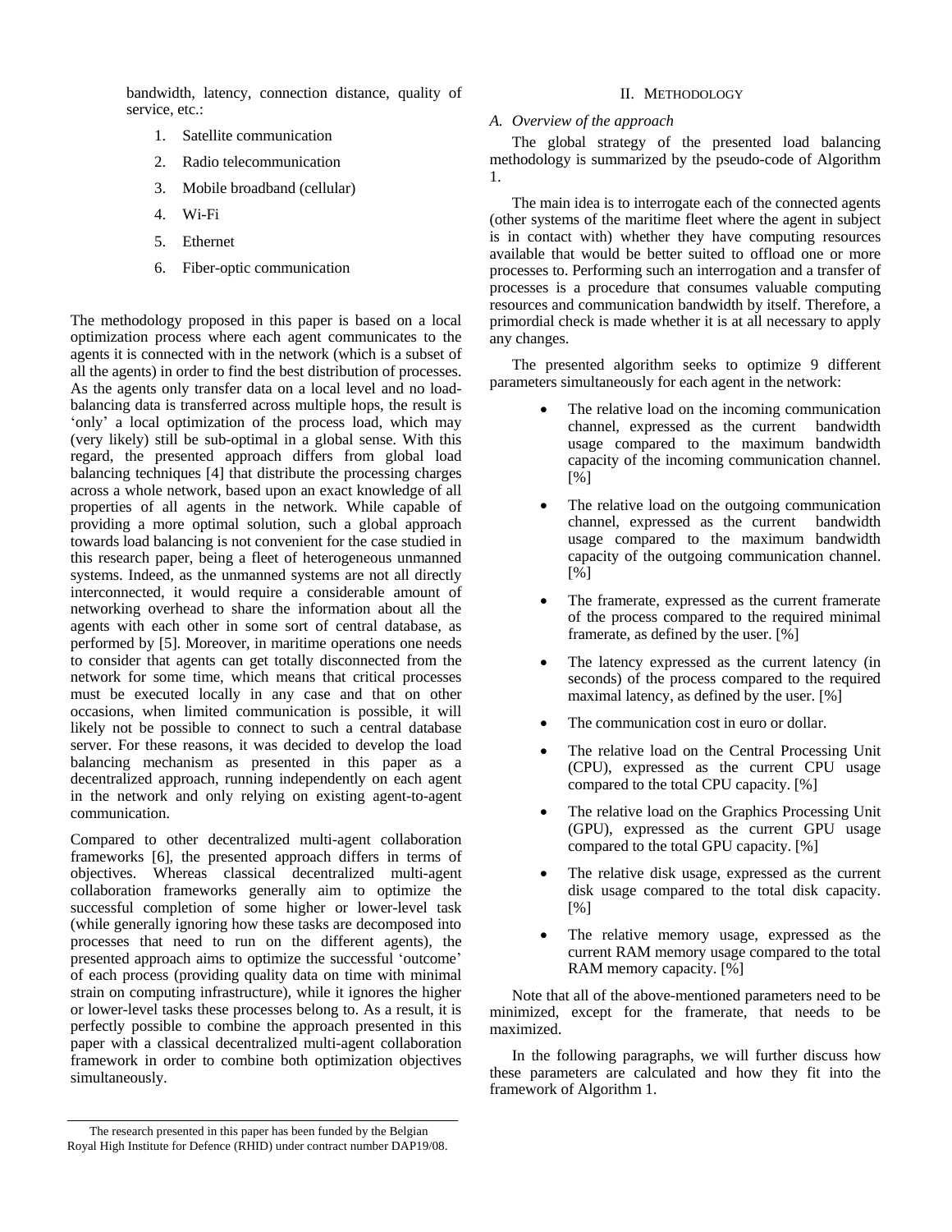bandwidth, latency, connection distanse, quality of service, etc.:

1. Satellite communication
2. Radio telecommunication
3. Mobile broadband (cellular)
4. Wi-Fi
5. Ethernet
6. Fiber-optic communication

The methodology proposed in this paper is based on a local optimization process where each agent communicates to the agents it is connected with in the network (which is a subset of all the agents) in order to find the best distribution of processes. As the agents only transfer data on a local level and no load-balancing data is transferred across multiple hops, the result is 'only' a local optimization of the process load, which may (very likely) still be sub-optimal in a global sense. With this regard, the presented approach differs from global load balancing techniques [4] that distribute the processing charges across a whole network, based upon an exact knowledge of all properties of all agents in the network. While capable of providing a more optimal solution, such a global approach towards load balancing is not convenient for the case studied in this research paper, being a fleet of heterogeneous unmanned systems. Indeed, as the unmanned systems are not all directly interconnected, it would require a considerable amount of networking overhead to share the information about all the agents with each other in some sort of central database, as performed by [5]. Moreover, in maritime operations one needs to consider that agents can get totally disconnected from the network for some time, which means that critical processes must be executed locally in any case and that on other occasions, when limited communication is possible, it will likely not be possible to connect to such a central database server. For these reasons, it was decided to develop the load balancing mechanism as presented in this paper as a decentralized approach, running independently on each agent in the network and only relying on existing agent-to-agent communication.

Compared to other decentralized multi-agent collaboration frameworks [6], the presented approach differs in terms of objectives. Whereas classical decentralized multi-agent collaboration frameworks generally aim to optimize the successful completion of some higher or lower-level task (while generally ignoring how these tasks are decomposed into processes that need to run on the different agents), the presented approach aims to optimize the successful 'outcome' of each process (providing quality data on time with minimal strain on computing infrastructure), while it ignores the higher or lower-level tasks these processes belong to. As a result, it is perfectly possible to combine the approach presented in this paper with a classical decentralized multi-agent collaboration framework in order to combine both optimization objectives simultaneously.

The research presented in this paper has been funded by the Belgian Royal High Institute for Defence (RHID) under contract number DAP19/08.

## II. Methodology

### A. Overview of the approach

The global strategy of the presented load balancing methodology is summarized by the pseudo-code of Algorithm 1.

The main idea is to interrogate each of the connected agents (other systems of the maritime fleet where the agent in subject is in contact with) whether they have computing resources available that would be better suited to offload one or more processes to. Performing such an interrogation and a transfer of processes is a procedure that consumes valuable computing resources and communication bandwidth by itself. Therefore, a primordial check is made whether it is at all necessary to apply any changes.

The presented algorithm seeks to optimize 9 different parameters simultaneously for each agent in the network:

- The relative load on the incoming communication channel, expressed as the current bandwidth usage compared to the maximum bandwidth capacity of the incoming communication channel. [%]
- The relative load on the outgoing communication channel, expressed as the current bandwidth usage compared to the maximum bandwidth capacity of the outgoing communication channel. [%]
- The framerate, expressed as the current framerate of the process compared to the required minimal framerate, as defined by the user. [%]
- The latency expressed as the current latency (in seconds) of the process compared to the required maximal latency, as defined by the user. [%]
- The communication cost in euro or dollar.
- The relative load on the Central Processing Unit (CPU), expressed as the current CPU usage compared to the total CPU capacity. [%]
- The relative load on the Graphics Processing Unit (GPU), expressed as the current GPU usage compared to the total GPU capacity. [%]
- The relative disk usage, expressed as the current disk usage compared to the total disk capacity. [%]
- The relative memory usage, expressed as the current RAM memory usage compared to the total RAM memory capacity. [%]

Note that all of the above-mentioned parameters need to be minimized, except for the framerate, that needs to be maximized.

In the following paragraphs, we will further discuss how these parameters are calculated and how they fit into the framework of Algorithm 1.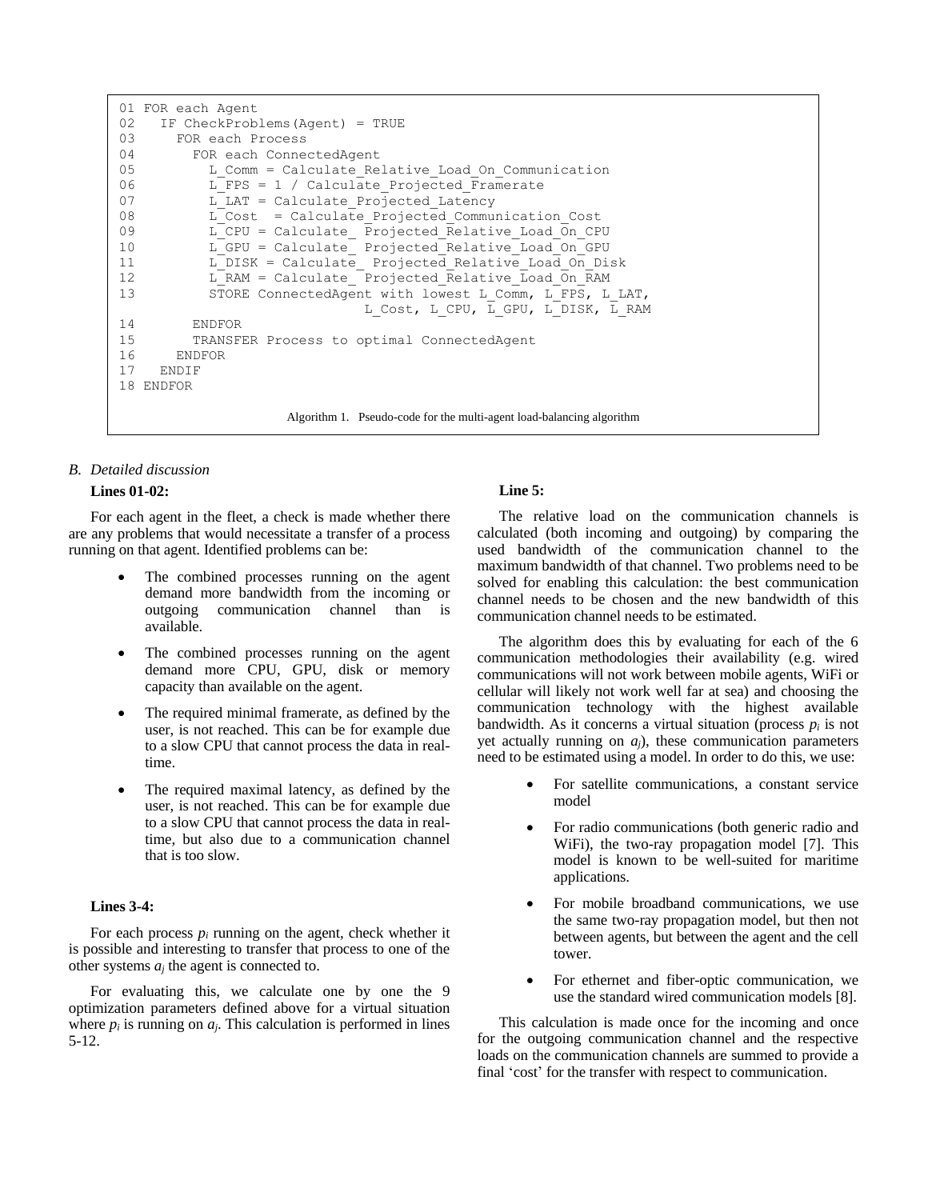```
01 FOR each Agent
02   IF CheckProblems(Agent) = TRUE
03     FOR each Process
04       FOR each ConnectedAgent
05         L_Comm = Calculate_Relative_Load_On_Communication
06         L_FPS = 1 / Calculate_Projected_Framerate
07         L_LAT = Calculate_Projected_Latency
08         L_Cost  = Calculate_Projected_Communication_Cost
09         L_CPU = Calculate_ Projected_Relative_Load_On_CPU
10         L_GPU = Calculate_ Projected_Relative_Load_On_GPU
11         L_DISK = Calculate_ Projected_Relative_Load_On_Disk
12         L_RAM = Calculate_ Projected_Relative_Load_On_RAM
13         STORE ConnectedAgent with lowest L_Comm, L_FPS, L_LAT,
                              L_Cost, L_CPU, L_GPU, L_DISK, L_RAM
14       ENDFOR
15       TRANSFER Process to optimal ConnectedAgent
16     ENDFOR
17   ENDIF
18 ENDFOR
```

Algorithm 1. Pseudo-code for the multi-agent load-balancing algorithm

### *B. Detailed discussion*

**Lines 01-02:**

For each agent in the fleet, a check is made whether there are any problems that would necessitate a transfer of a process running on that agent. Identified problems can be:

- The combined processes running on the agent demand more bandwidth from the incoming or outgoing communication channel than is available.
- The combined processes running on the agent demand more CPU, GPU, disk or memory capacity than available on the agent.
- The required minimal framerate, as defined by the user, is not reached. This can be for example due to a slow CPU that cannot process the data in real-time.
- The required maximal latency, as defined by the user, is not reached. This can be for example due to a slow CPU that cannot process the data in real-time, but also due to a communication channel that is too slow.

**Lines 3-4:**

For each process $p_i$ running on the agent, check whether it is possible and interesting to transfer that process to one of the other systems $a_j$ the agent is connected to.

For evaluating this, we calculate one by one the 9 optimization parameters defined above for a virtual situation where $p_i$ is running on $a_j$. This calculation is performed in lines 5-12.

**Line 5:**

The relative load on the communication channels is calculated (both incoming and outgoing) by comparing the used bandwidth of the communication channel to the maximum bandwidth of that channel. Two problems need to be solved for enabling this calculation: the best communication channel needs to be chosen and the new bandwidth of this communication channel needs to be estimated.

The algorithm does this by evaluating for each of the 6 communication methodologies their availability (e.g. wired communications will not work between mobile agents, WiFi or cellular will likely not work well far at sea) and choosing the communication technology with the highest available bandwidth. As it concerns a virtual situation (process $p_i$ is not yet actually running on $a_j$), these communication parameters need to be estimated using a model. In order to do this, we use:

- For satellite communications, a constant service model
- For radio communications (both generic radio and WiFi), the two-ray propagation model [7]. This model is known to be well-suited for maritime applications.
- For mobile broadband communications, we use the same two-ray propagation model, but then not between agents, but between the agent and the cell tower.
- For ethernet and fiber-optic communication, we use the standard wired communication models [8].

This calculation is made once for the incoming and once for the outgoing communication channel and the respective loads on the communication channels are summed to provide a final 'cost' for the transfer with respect to communication.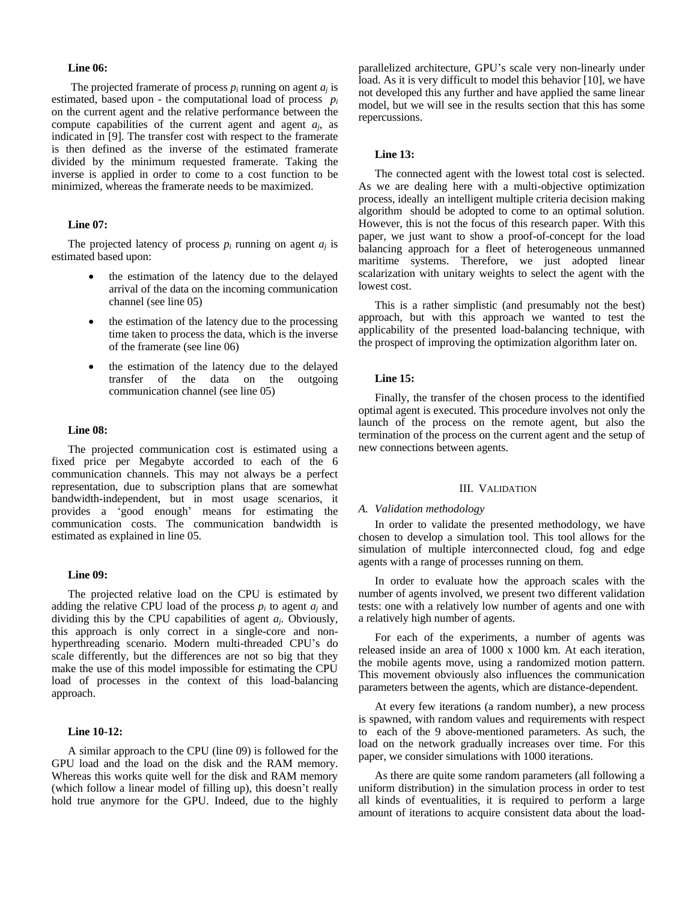**Line 06:**

The projected framerate of process $p_i$ running on agent $a_j$ is estimated, based upon - the computational load of process $p_i$ on the current agent and the relative performance between the compute capabilities of the current agent and agent $a_j$, as indicated in [9]. The transfer cost with respect to the framerate is then defined as the inverse of the estimated framerate divided by the minimum requested framerate. Taking the inverse is applied in order to come to a cost function to be minimized, whereas the framerate needs to be maximized.

**Line 07:**

The projected latency of process $p_i$ running on agent $a_j$ is estimated based upon:

- the estimation of the latency due to the delayed arrival of the data on the incoming communication channel (see line 05)
- the estimation of the latency due to the processing time taken to process the data, which is the inverse of the framerate (see line 06)
- the estimation of the latency due to the delayed transfer of the data on the outgoing communication channel (see line 05)

**Line 08:**

The projected communication cost is estimated using a fixed price per Megabyte accorded to each of the 6 communication channels. This may not always be a perfect representation, due to subscription plans that are somewhat bandwidth-independent, but in most usage scenarios, it provides a 'good enough' means for estimating the communication costs. The communication bandwidth is estimated as explained in line 05.

**Line 09:**

The projected relative load on the CPU is estimated by adding the relative CPU load of the process $p_i$ to agent $a_j$ and dividing this by the CPU capabilities of agent $a_j$. Obviously, this approach is only correct in a single-core and non-hyperthreading scenario. Modern multi-threaded CPU's do scale differently, but the differences are not so big that they make the use of this model impossible for estimating the CPU load of processes in the context of this load-balancing approach.

**Line 10-12:**

A similar approach to the CPU (line 09) is followed for the GPU load and the load on the disk and the RAM memory. Whereas this works quite well for the disk and RAM memory (which follow a linear model of filling up), this doesn't really hold true anymore for the GPU. Indeed, due to the highly parallelized architecture, GPU's scale very non-linearly under load. As it is very difficult to model this behavior [10], we have not developed this any further and have applied the same linear model, but we will see in the results section that this has some repercussions.

**Line 13:**

The connected agent with the lowest total cost is selected. As we are dealing here with a multi-objective optimization process, ideally an intelligent multiple criteria decision making algorithm should be adopted to come to an optimal solution. However, this is not the focus of this research paper. With this paper, we just want to show a proof-of-concept for the load balancing approach for a fleet of heterogeneous unmanned maritime systems. Therefore, we just adopted linear scalarization with unitary weights to select the agent with the lowest cost.

This is a rather simplistic (and presumably not the best) approach, but with this approach we wanted to test the applicability of the presented load-balancing technique, with the prospect of improving the optimization algorithm later on.

**Line 15:**

Finally, the transfer of the chosen process to the identified optimal agent is executed. This procedure involves not only the launch of the process on the remote agent, but also the termination of the process on the current agent and the setup of new connections between agents.

## III. Validation

### A. Validation methodology

In order to validate the presented methodology, we have chosen to develop a simulation tool. This tool allows for the simulation of multiple interconnected cloud, fog and edge agents with a range of processes running on them.

In order to evaluate how the approach scales with the number of agents involved, we present two different validation tests: one with a relatively low number of agents and one with a relatively high number of agents.

For each of the experiments, a number of agents was released inside an area of 1000 x 1000 km. At each iteration, the mobile agents move, using a randomized motion pattern. This movement obviously also influences the communication parameters between the agents, which are distance-dependent.

At every few iterations (a random number), a new process is spawned, with random values and requirements with respect to each of the 9 above-mentioned parameters. As such, the load on the network gradually increases over time. For this paper, we consider simulations with 1000 iterations.

As there are quite some random parameters (all following a uniform distribution) in the simulation process in order to test all kinds of eventualities, it is required to perform a large amount of iterations to acquire consistent data about the load-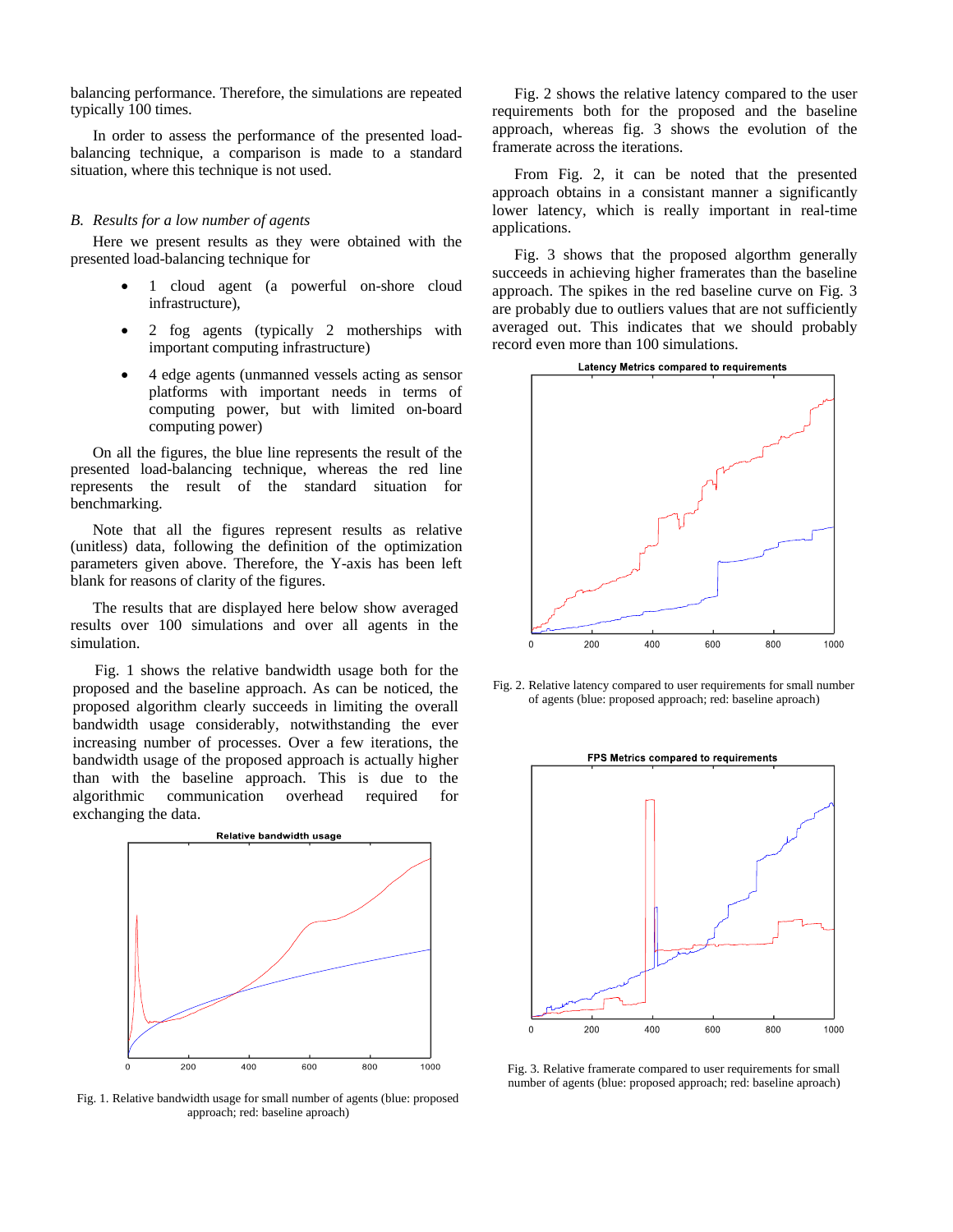balancing performance. Therefore, the simulations are repeated typically 100 times.

In order to assess the performance of the presented load-balancing technique, a comparison is made to a standard situation, where this technique is not used.

### *B. Results for a low number of agents*

Here we present results as they were obtained with the presented load-balancing technique for

- 1 cloud agent (a powerful on-shore cloud infrastructure),
- 2 fog agents (typically 2 motherships with important computing infrastructure)
- 4 edge agents (unmanned vessels acting as sensor platforms with important needs in terms of computing power, but with limited on-board computing power)

On all the figures, the blue line represents the result of the presented load-balancing technique, whereas the red line represents the result of the standard situation for benchmarking.

Note that all the figures represent results as relative (unitless) data, following the definition of the optimization parameters given above. Therefore, the Y-axis has been left blank for reasons of clarity of the figures.

The results that are displayed here below show averaged results over 100 simulations and over all agents in the simulation.

Fig. 1 shows the relative bandwidth usage both for the proposed and the baseline approach. As can be noticed, the proposed algorithm clearly succeeds in limiting the overall bandwidth usage considerably, notwithstanding the ever increasing number of processes. Over a few iterations, the bandwidth usage of the proposed approach is actually higher than with the baseline approach. This is due to the algorithmic communication overhead required for exchanging the data.

Fig. 1. Relative bandwidth usage for small number of agents (blue: proposed approach; red: baseline aproach)

Fig. 2 shows the relative latency compared to the user requirements both for the proposed and the baseline approach, whereas fig. 3 shows the evolution of the framerate across the iterations.

From Fig. 2, it can be noted that the presented approach obtains in a consistant manner a significantly lower latency, which is really important in real-time applications.

Fig. 3 shows that the proposed algorithm generally succeeds in achieving higher framerates than the baseline approach. The spikes in the red baseline curve on Fig. 3 are probably due to outliers values that are not sufficiently averaged out. This indicates that we should probably record even more than 100 simulations.

Fig. 2. Relative latency compared to user requirements for small number of agents (blue: proposed approach; red: baseline aproach)

Fig. 3. Relative framerate compared to user requirements for small number of agents (blue: proposed approach; red: baseline aproach)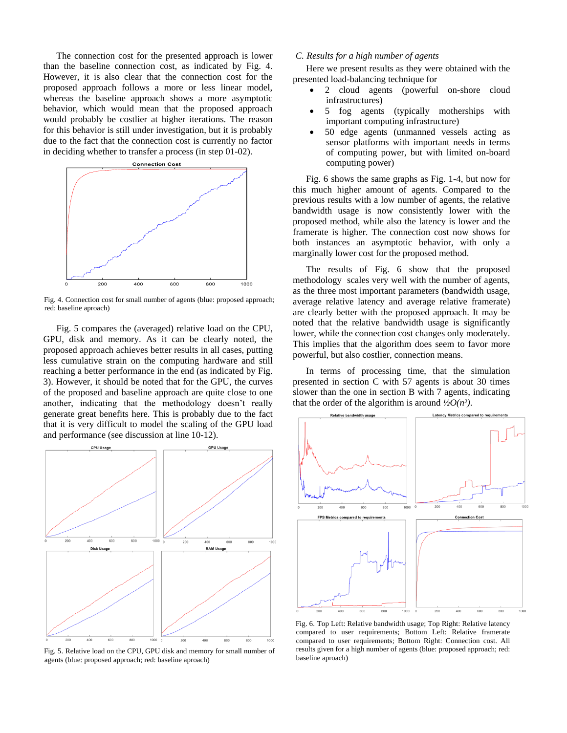The connection cost for the presented approach is lower than the baseline connection cost, as indicated by Fig. 4. However, it is also clear that the connection cost for the proposed approach follows a more or less linear model, whereas the baseline approach shows a more asymptotic behavior, which would mean that the proposed approach would probably be costlier at higher iterations. The reason for this behavior is still under investigation, but it is probably due to the fact that the connection cost is currently no factor in deciding whether to transfer a process (in step 01-02).

Fig. 4. Connection cost for small number of agents (blue: proposed approach; red: baseline aproach)

Fig. 5 compares the (averaged) relative load on the CPU, GPU, disk and memory. As it can be clearly noted, the proposed approach achieves better results in all cases, putting less cumulative strain on the computing hardware and still reaching a better performance in the end (as indicated by Fig. 3). However, it should be noted that for the GPU, the curves of the proposed and baseline approach are quite close to one another, indicating that the methodology doesn't really generate great benefits here. This is probably due to the fact that it is very difficult to model the scaling of the GPU load and performance (see discussion at line 10-12).

Fig. 5. Relative load on the CPU, GPU disk and memory for small number of agents (blue: proposed approach; red: baseline aproach)

### C. Results for a high number of agents

Here we present results as they were obtained with the presented load-balancing technique for

- 2 cloud agents (powerful on-shore cloud infrastructures)
- 5 fog agents (typically motherships with important computing infrastructure)
- 50 edge agents (unmanned vessels acting as sensor platforms with important needs in terms of computing power, but with limited on-board computing power)

Fig. 6 shows the same graphs as Fig. 1-4, but now for this much higher amount of agents. Compared to the previous results with a low number of agents, the relative bandwidth usage is now consistently lower with the proposed method, while also the latency is lower and the framerate is higher. The connection cost now shows for both instances an asymptotic behavior, with only a marginally lower cost for the proposed method.

The results of Fig. 6 show that the proposed methodology scales very well with the number of agents, as the three most important parameters (bandwidth usage, average relative latency and average relative framerate) are clearly better with the proposed approach. It may be noted that the relative bandwidth usage is significantly lower, while the connection cost changes only moderately. This implies that the algorithm does seem to favor more powerful, but also costlier, connection means.

In terms of processing time, that the simulation presented in section C with 57 agents is about 30 times slower than the one in section B with 7 agents, indicating that the order of the algorithm is around $\frac{1}{2}O(n^2)$.

Fig. 6. Top Left: Relative bandwidth usage; Top Right: Relative latency compared to user requirements; Bottom Left: Relative framerate compared to user requirements; Bottom Right: Connection cost. All results given for a high number of agents (blue: proposed approach; red: baseline aproach)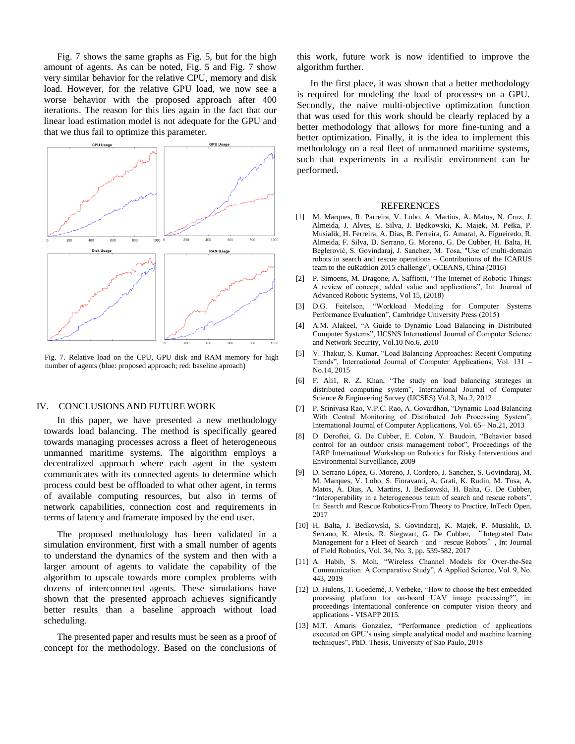Fig. 7 shows the same graphs as Fig. 5, but for the high amount of agents. As can be noted, Fig. 5 and Fig. 7 show very similar behavior for the relative CPU, memory and disk load. However, for the relative GPU load, we now see a worse behavior with the proposed approach after 400 iterations. The reason for this lies again in the fact that our linear load estimation model is not adequate for the GPU and that we thus fail to optimize this parameter.

CPU Usage

0 200 400 600 800 1000

GPU Usage

0 200 400 600 800 1000

Disk Usage

RAM Usage

0 200 400 600 800 1000

Fig. 7. Relative load on the CPU, GPU disk and RAM memory for high number of agents (blue: proposed approach; red: baseline aproach)

## IV. CONCLUSIONS AND FUTURE WORK

In this paper, we have presented a new methodology towards load balancing. The method is specifically geared towards managing processes across a fleet of heterogeneous unmanned maritime systems. The algorithm employs a decentralized approach where each agent in the system communicates with its connected agents to determine which process could best be offloaded to what other agent, in terms of available computing resources, but also in terms of network capabilities, connection cost and requirements in terms of latency and framerate imposed by the end user.

The proposed methodology has been validated in a simulation environment, first with a small number of agents to understand the dynamics of the system and then with a larger amount of agents to validate the capability of the algorithm to upscale towards more complex problems with dozens of interconnected agents. These simulations have shown that the presented approach achieves significantly better results than a baseline approach without load scheduling.

The presented paper and results must be seen as a proof of concept for the methodology. Based on the conclusions of this work, future work is now identified to improve the algorithm further.

In the first place, it was shown that a better methodology is required for modeling the load of processes on a GPU. Secondly, the naive multi-objective optimization function that was used for this work should be clearly replaced by a better methodology that allows for more fine-tuning and a better optimization. Finally, it is the idea to implement this methodology on a real fleet of unmanned maritime systems, such that experiments in a realistic environment can be performed.

## REFERENCES

[1] M. Marques, R. Parreira, V. Lobo, A. Martins, A. Matos, N. Cruz, J. Almeida, J. Alves, E. Silva, J. Będkowski, K. Majek, M. Pełka, P. Musialik, H. Ferreira, A. Dias, B. Ferreira, G. Amaral, A. Figueiredo, R. Almeida, F. Silva, D. Serrano, G. Moreno, G. De Cubber, H. Balta, H. Beglerović, S. Govindaraj, J. Sanchez, M. Tosa, "Use of multi-domain robots in search and rescue operations – Contributions of the ICARUS team to the euRathlon 2015 challenge", OCEANS, China (2016)

[2] P. Simoens, M. Dragone, A. Saffiotti, "The Internet of Robotic Things: A review of concept, added value and applications", Int. Journal of Advanced Robotic Systems, Vol 15, (2018)

[3] D.G. Feitelson, "Workload Modeling for Computer Systems Performance Evaluation", Cambridge University Press (2015)

[4] A.M. Alakeel, "A Guide to Dynamic Load Balancing in Distributed Computer Systems", IJCSNS International Journal of Computer Science and Network Security, Vol.10 No.6, 2010

[5] V. Thakur, S. Kumar, "Load Balancing Approaches: Recent Computing Trends", International Journal of Computer Applications, Vol. 131 – No.14, 2015

[6] F. Ali1, R. Z. Khan, "The study on load balancing strateges in distributed computing system", International Journal of Computer Science & Engineering Survey (IJCSES) Vol.3, No.2, 2012

[7] P. Srinivasa Rao, V.P.C. Rao, A. Govardhan, "Dynamic Load Balancing With Central Monitoring of Distributed Job Processing System", International Journal of Computer Applications, Vol. 65– No.21, 2013

[8] D. Doroftei, G. De Cubber, E. Colon, Y. Baudoin, "Behavior based control for an outdoor crisis management robot", Proceedings of the IARP International Workshop on Robotics for Risky Interventions and Environmental Surveillance, 2009

[9] D. Serrano López, G. Moreno, J. Cordero, J. Sanchez, S. Govindaraj, M. M. Marques, V. Lobo, S. Fioravanti, A. Grati, K. Rudin, M. Tosa, A. Matos, A. Dias, A. Martins, J. Bedkowski, H. Balta, G. De Cubber, "Interoperability in a heterogeneous team of search and rescue robots", In: Search and Rescue Robotics-From Theory to Practice, InTech Open, 2017

[10] H. Balta, J. Bedkowski, S. Govindaraj, K. Majek, P. Musialik, D. Serrano, K. Alexis, R. Siegwart, G. De Cubber, "Integrated Data Management for a Fleet of Search‐and‐rescue Robots", In: Journal of Field Robotics, Vol. 34, No. 3, pp. 539-582, 2017

[11] A. Habib, S. Moh, "Wireless Channel Models for Over-the-Sea Communication: A Comparative Study", A Applied Science, Vol. 9, No. 443, 2019

[12] D. Hulens, T. Goedemé, J. Verbeke, "How to choose the best embedded processing platform for on-board UAV image processing?", in: proceedings International conference on computer vision theory and applications - VISAPP 2015.

[13] M.T. Amaris Gonzalez, "Performance prediction of applications executed on GPU's using simple analytical model and machine learning techniques", PhD. Thesis, University of Sao Paulo, 2018